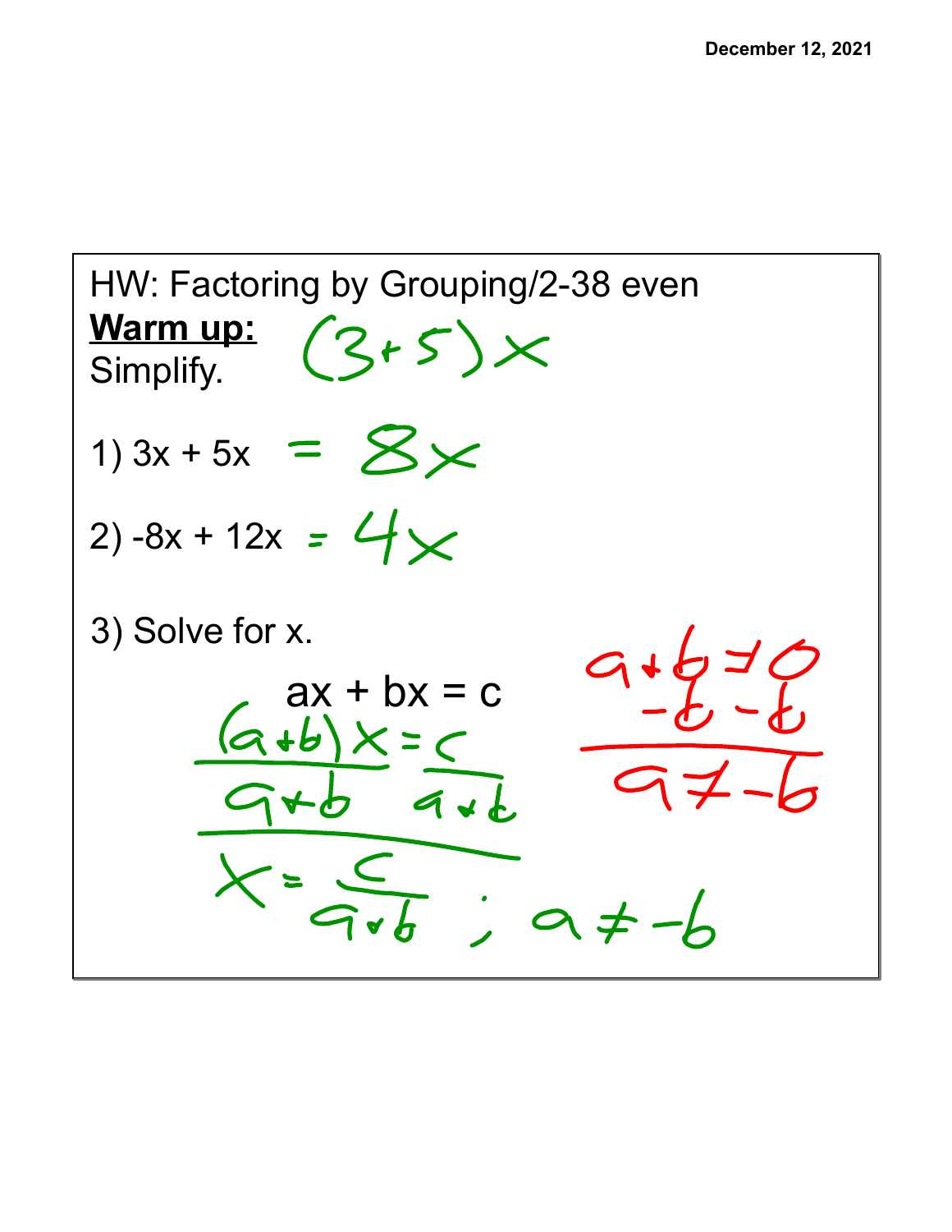HW: Factoring by Grouping/2-38 even

**Warm up:**

Simplify.

$(3+5)x$

1) $3x + 5x = 8x$

2) $-8x + 12x = 4x$

3) Solve for x.

$$ax + bx = c$$

$$(a+b)x = c$$

$$\frac{(a+b)x}{a+b} = \frac{c}{a+b}$$

$$x = \frac{c}{a+b} \; ; \; a \neq -b$$

$$a + b \neq 0$$

$$-b \quad -b$$

$$a \neq -b$$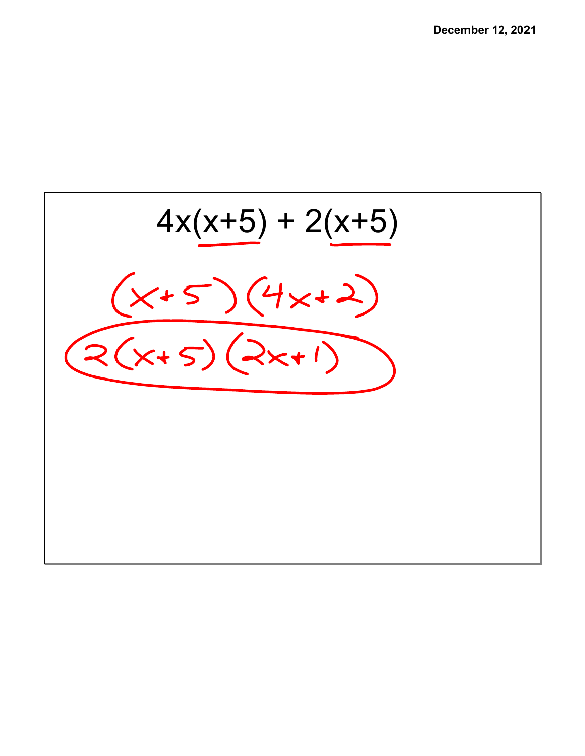$$4x(x+5) + 2(x+5)$$

$$(x+5)(4x+2)$$

$$2(x+5)(2x+1)$$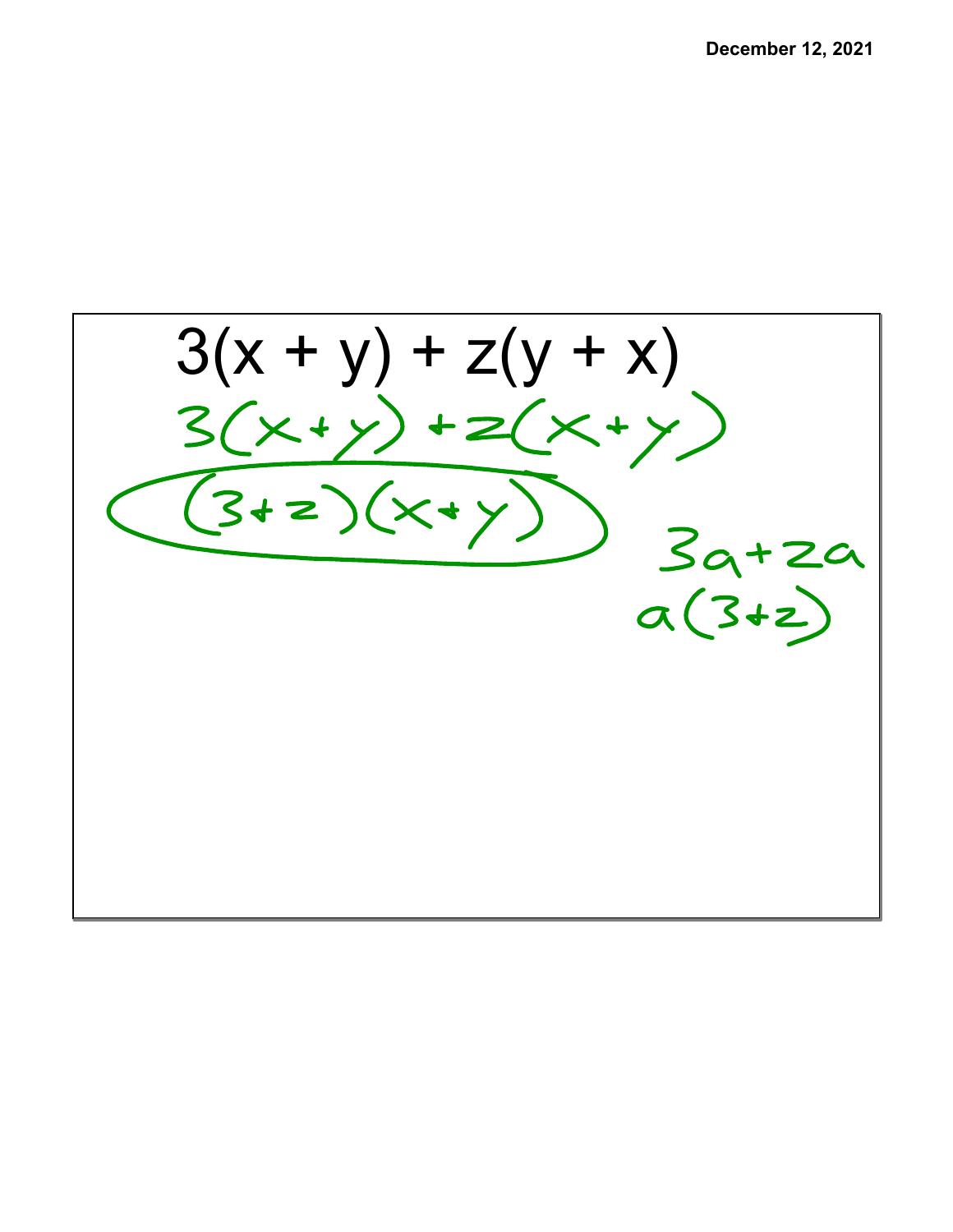$$3(x + y) + z(y + x)$$

$$3(x+y) + z(x+y)$$

$$(3+z)(x+y)$$

$$3a+za$$

$$a(3+z)$$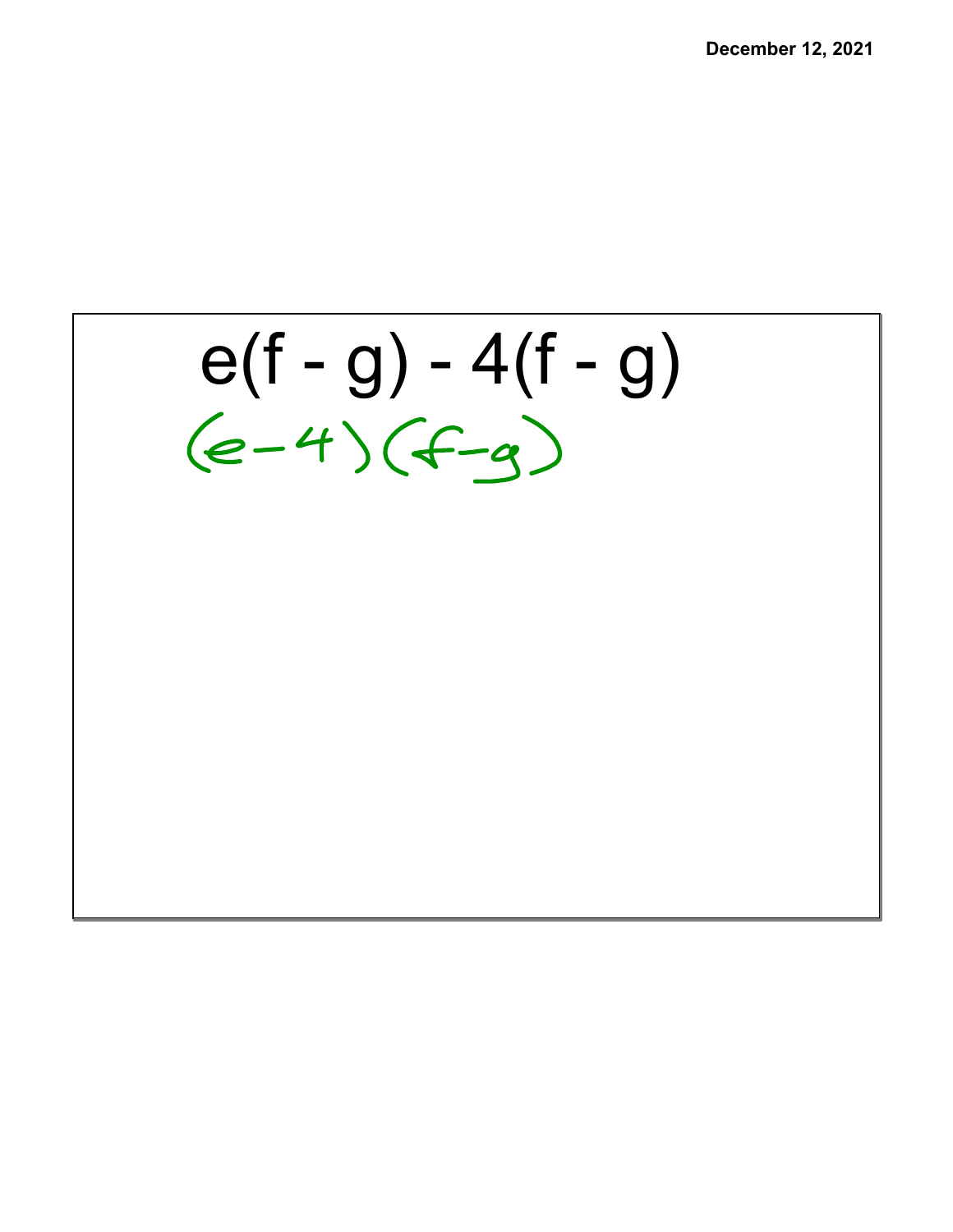$$e(f - g) - 4(f - g)$$

$$(e-4)(f-g)$$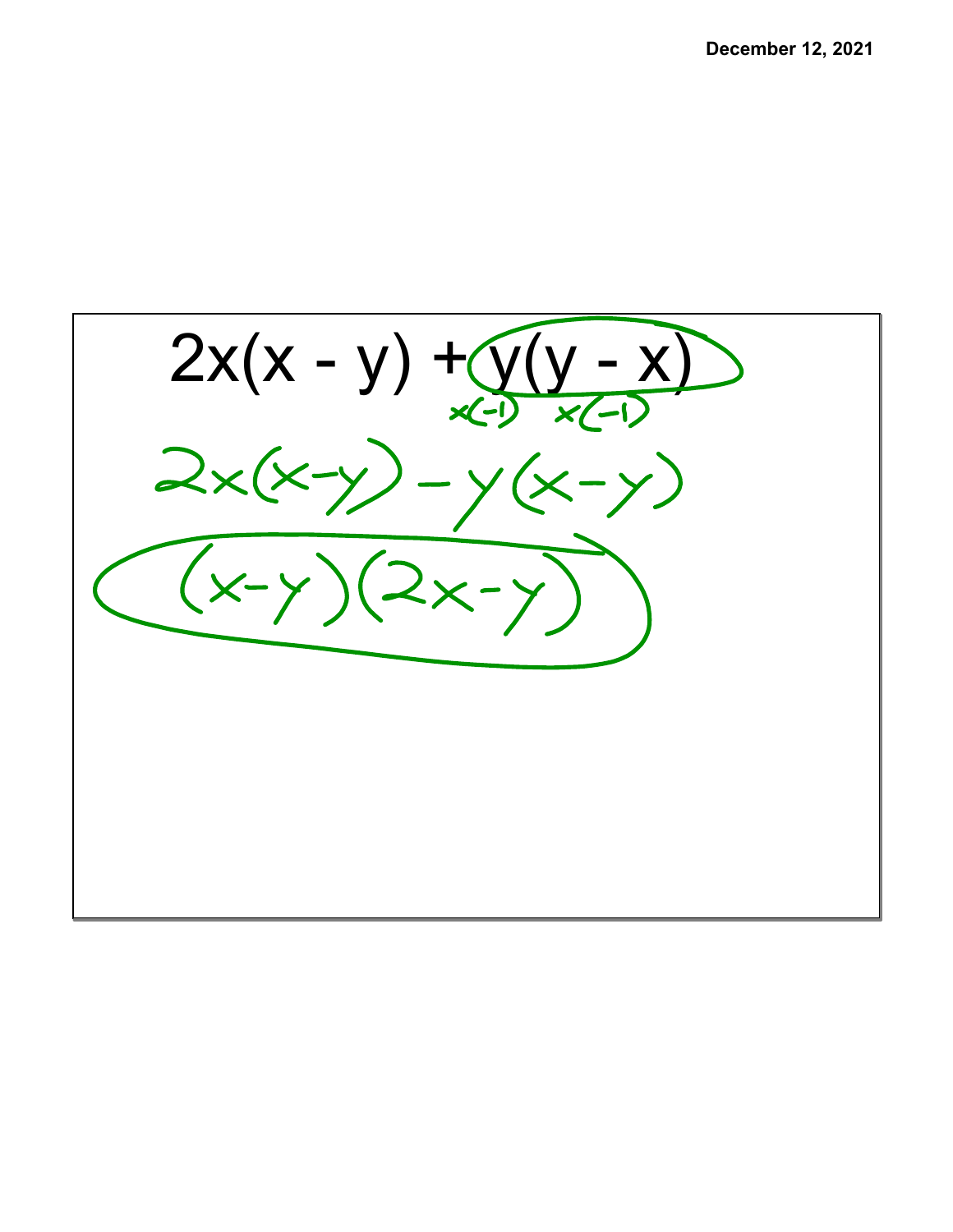$$2x(x - y) + y(y - x)$$

$\times(-1)$ $\times(-1)$

$$2x(x-y) - y(x-y)$$

$$(x-y)(2x-y)$$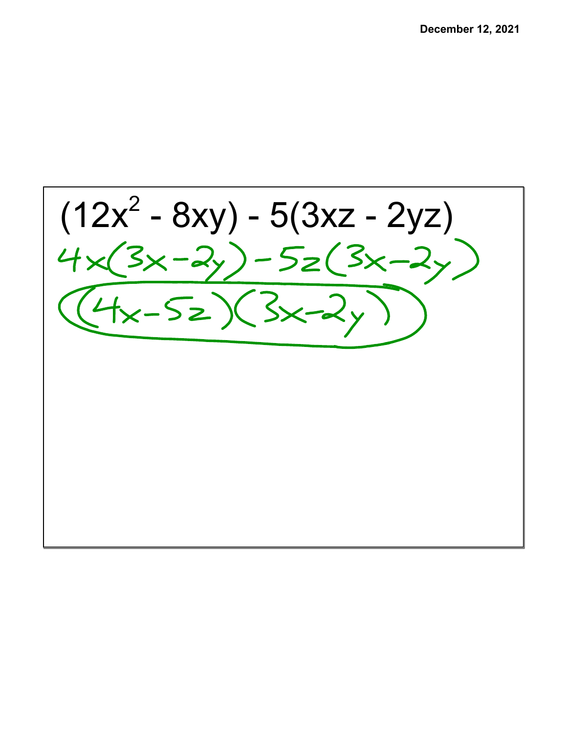$$(12x^2 - 8xy) - 5(3xz - 2yz)$$

$$4x(3x - 2y) - 5z(3x - 2y)$$

$$(4x - 5z)(3x - 2y)$$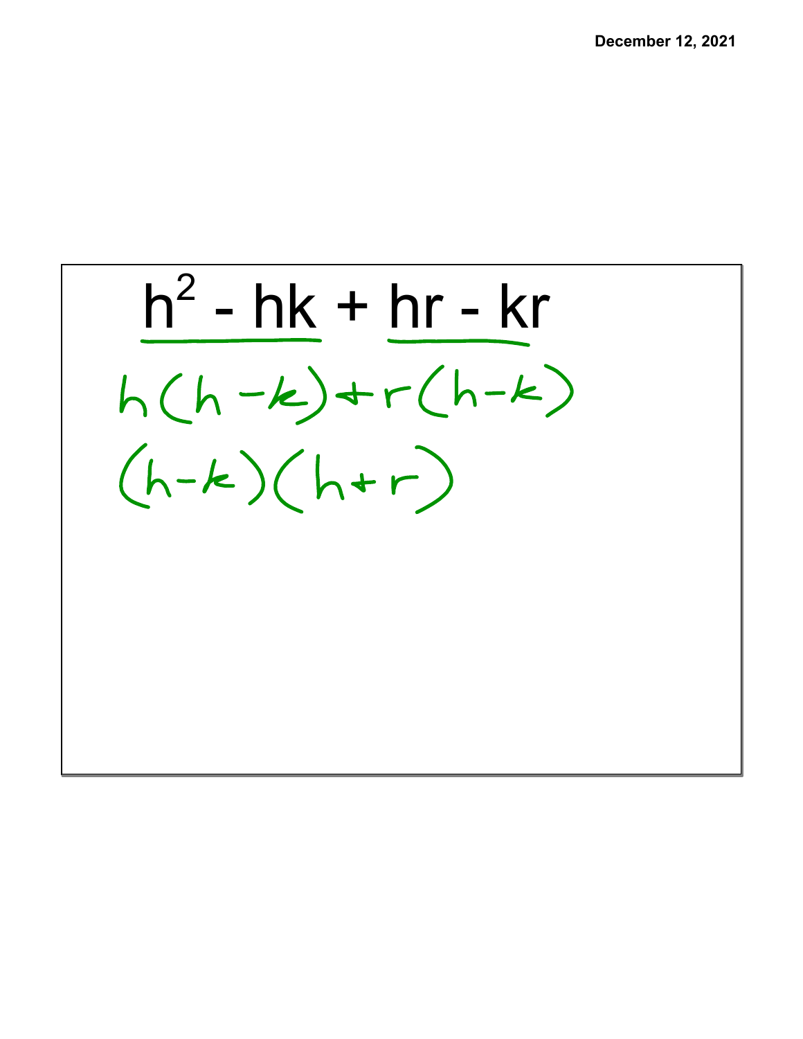$$h^2 - hk + hr - kr$$

$$h(h-k) + r(h-k)$$

$$(h-k)(h+r)$$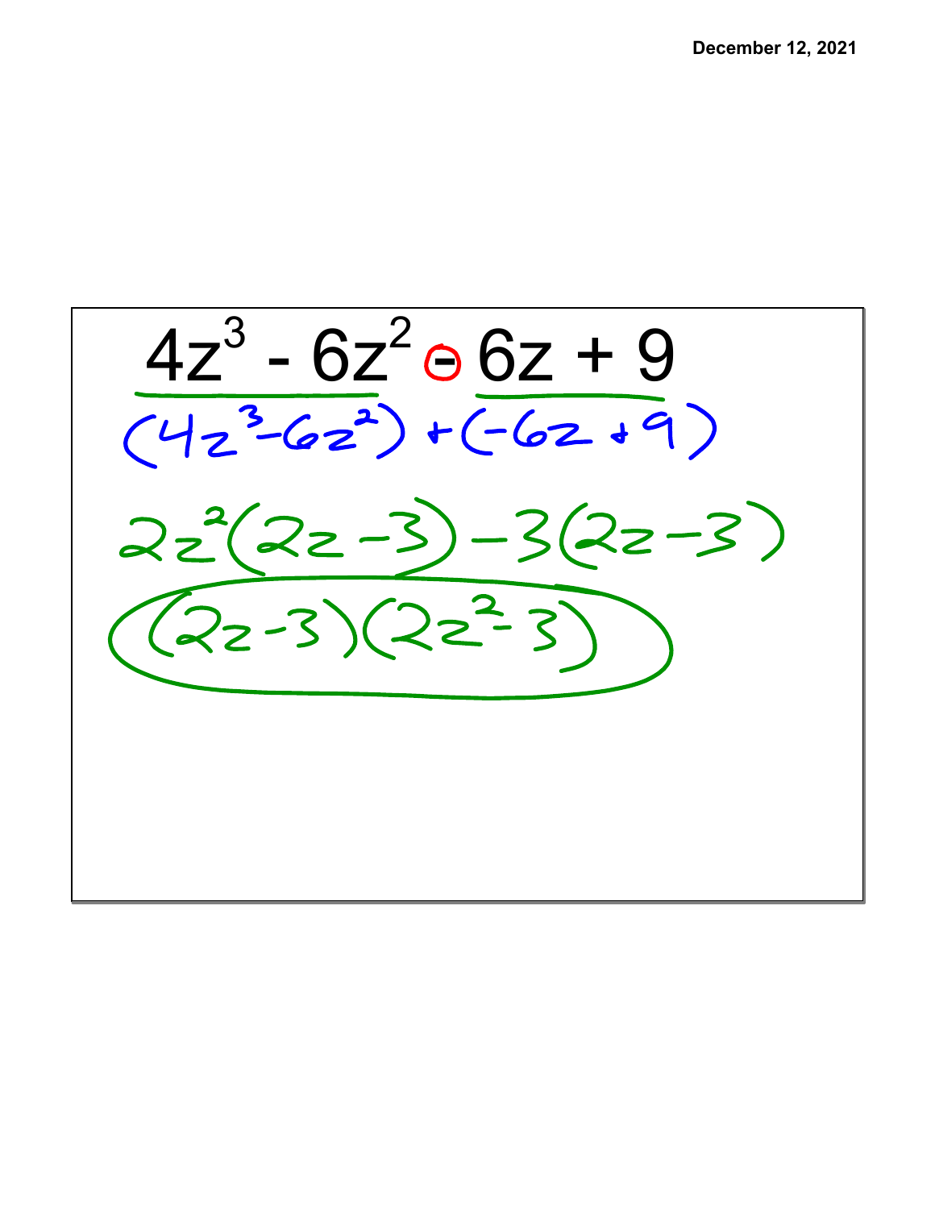$$4z^3 - 6z^2 - 6z + 9$$

$$(4z^3 - 6z^2) + (-6z + 9)$$

$$2z^2(2z - 3) - 3(2z - 3)$$

$$(2z - 3)(2z^2 - 3)$$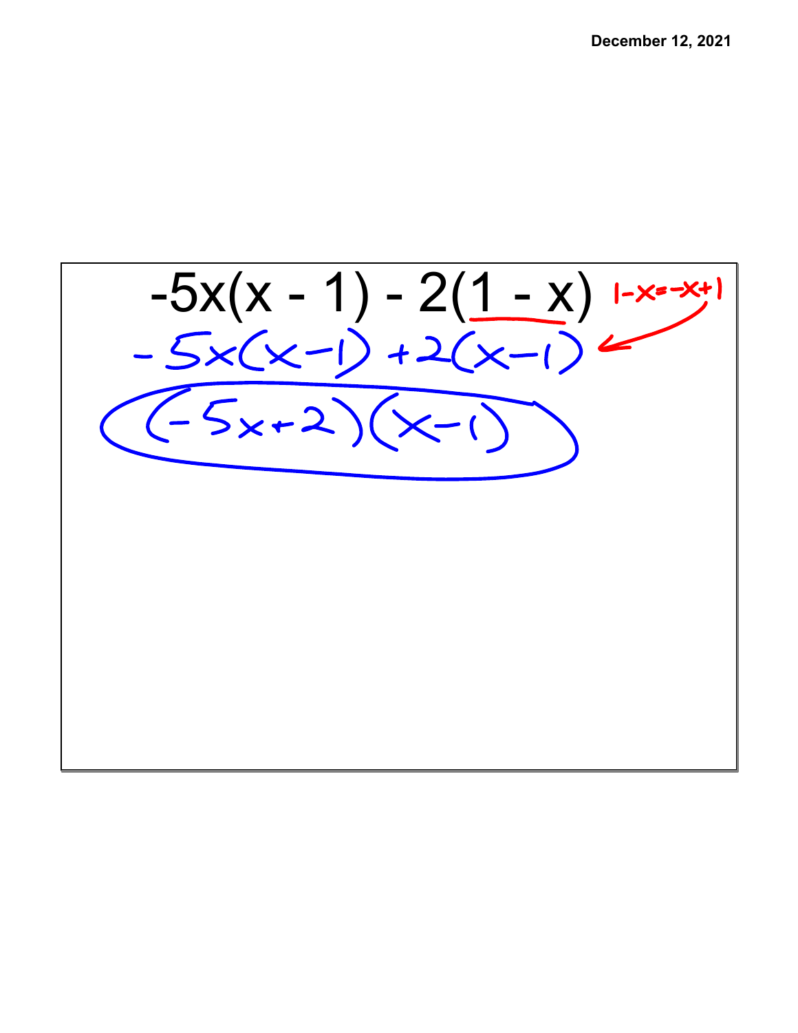$$-5x(x - 1) - 2(1 - x)$$

$1 - x = -x + 1$

$$-5x(x-1) + 2(x-1)$$

$$(-5x+2)(x-1)$$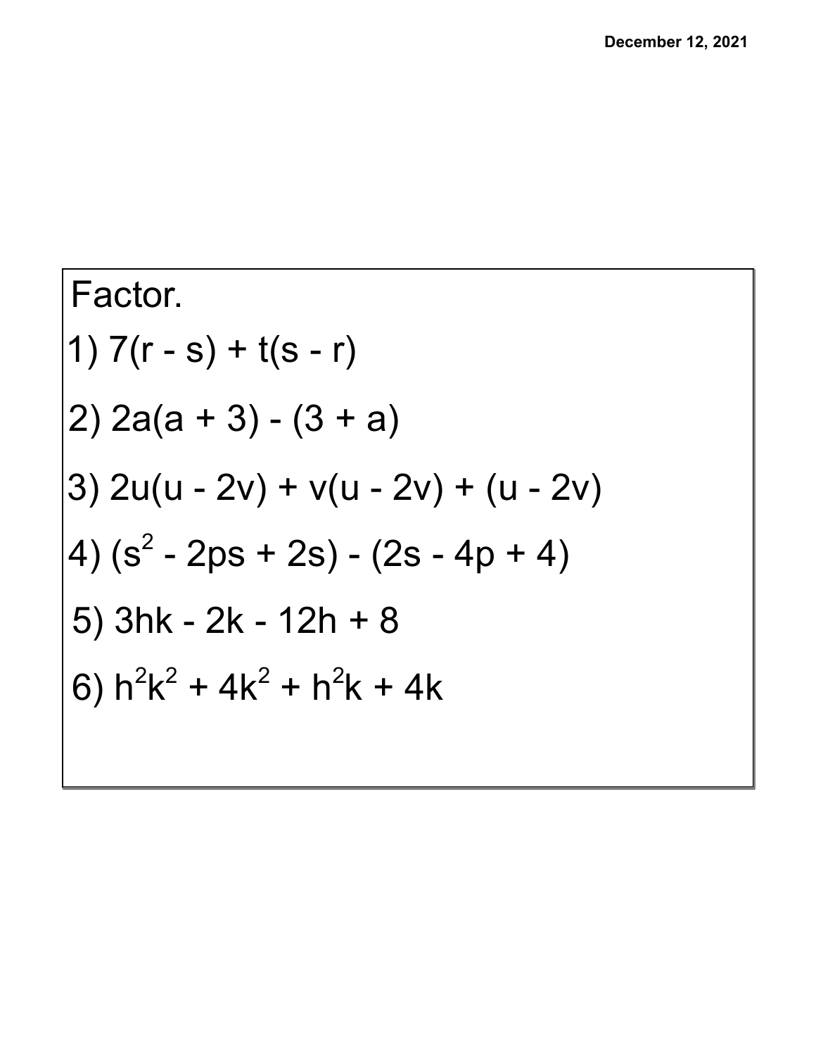December 12, 2021

Factor.

1) $7(r - s) + t(s - r)$

2) $2a(a + 3) - (3 + a)$

3) $2u(u - 2v) + v(u - 2v) + (u - 2v)$

4) $(s^2 - 2ps + 2s) - (2s - 4p + 4)$

5) $3hk - 2k - 12h + 8$

6) $h^2k^2 + 4k^2 + h^2k + 4k$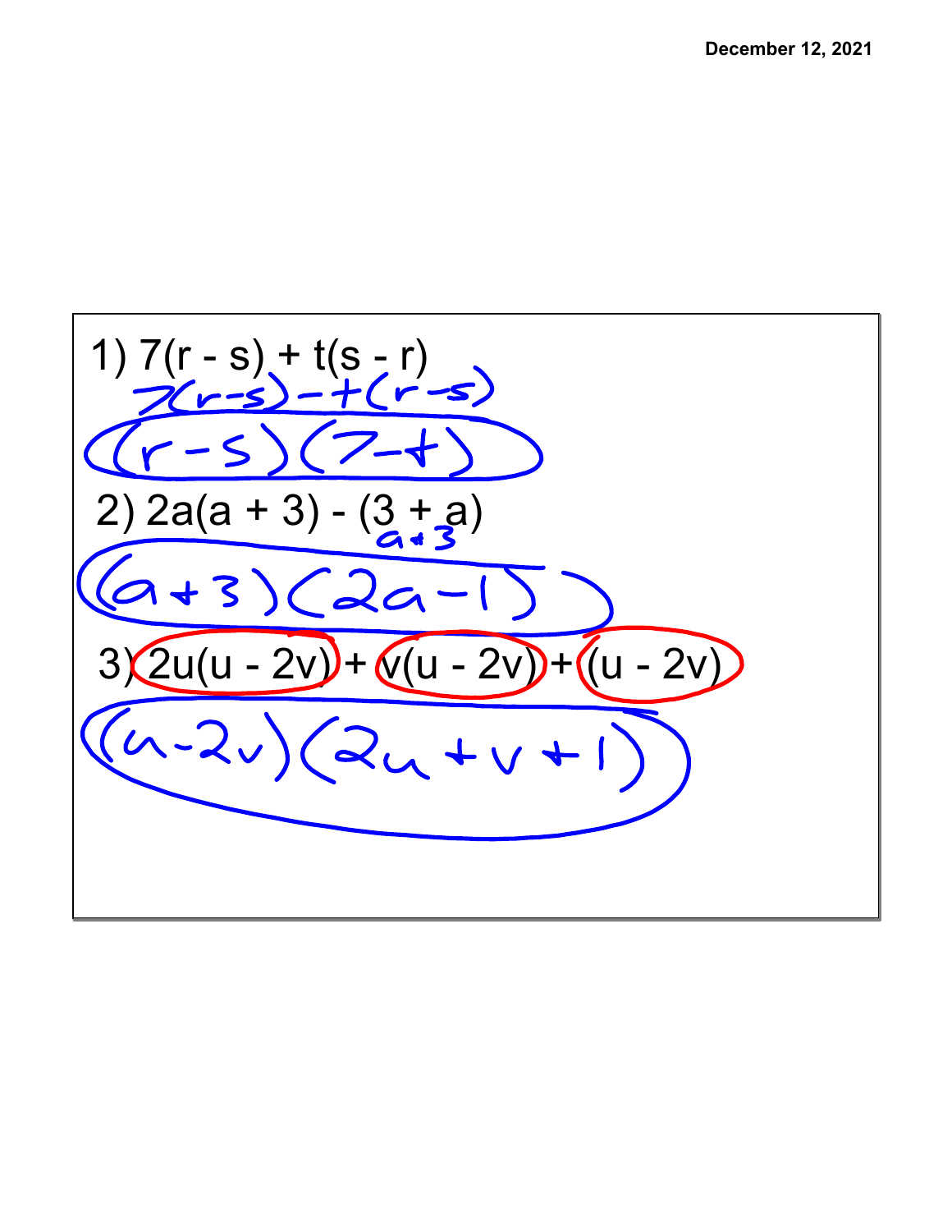December 12, 2021

1) $7(r - s) + t(s - r)$

$7(r-s) - t(r-s)$

$(r-s)(7-t)$

2) $2a(a + 3) - (3 + a)$

$a+3$

$(a+3)(2a-1)$

3) $2u(u - 2v) + v(u - 2v) + (u - 2v)$

$(u-2v)(2u+v+1)$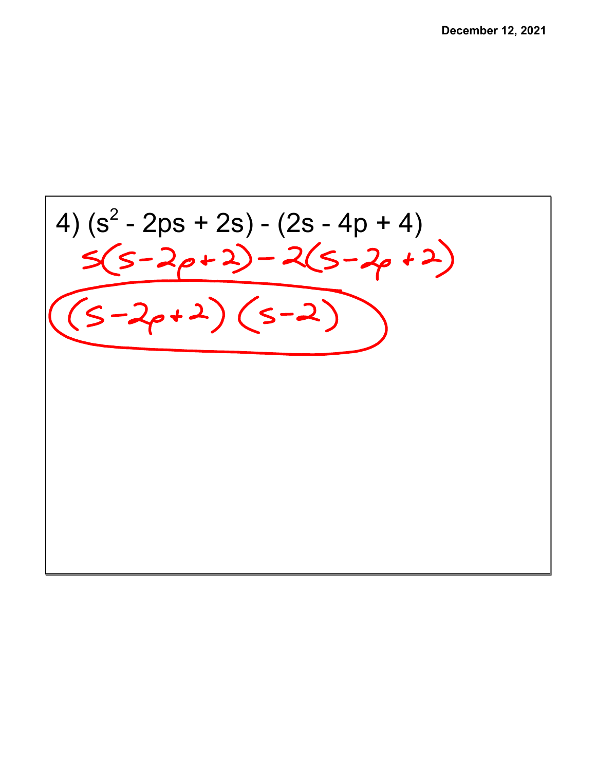4) $(s^2 - 2ps + 2s) - (2s - 4p + 4)$

$s(s - 2p + 2) - 2(s - 2p + 2)$

$(s - 2p + 2)(s - 2)$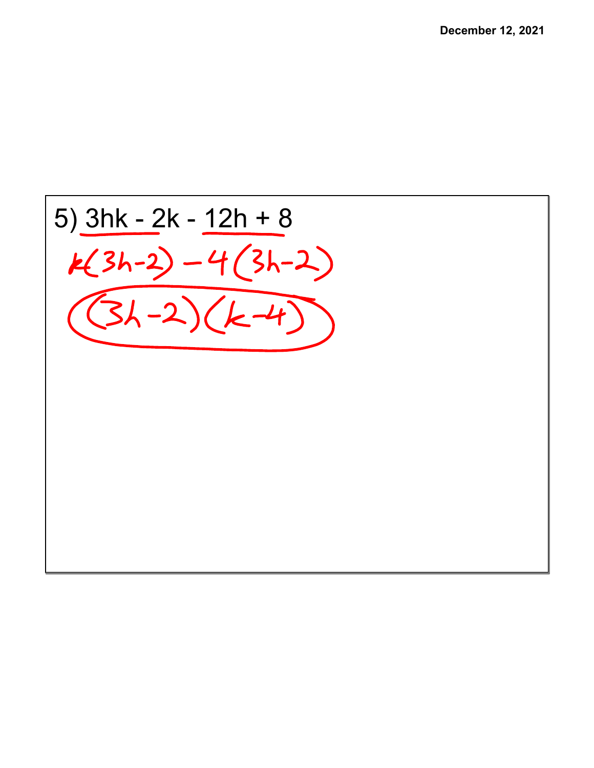5) $3hk - 2k - 12h + 8$

$k(3h-2) - 4(3h-2)$

$(3h-2)(k-4)$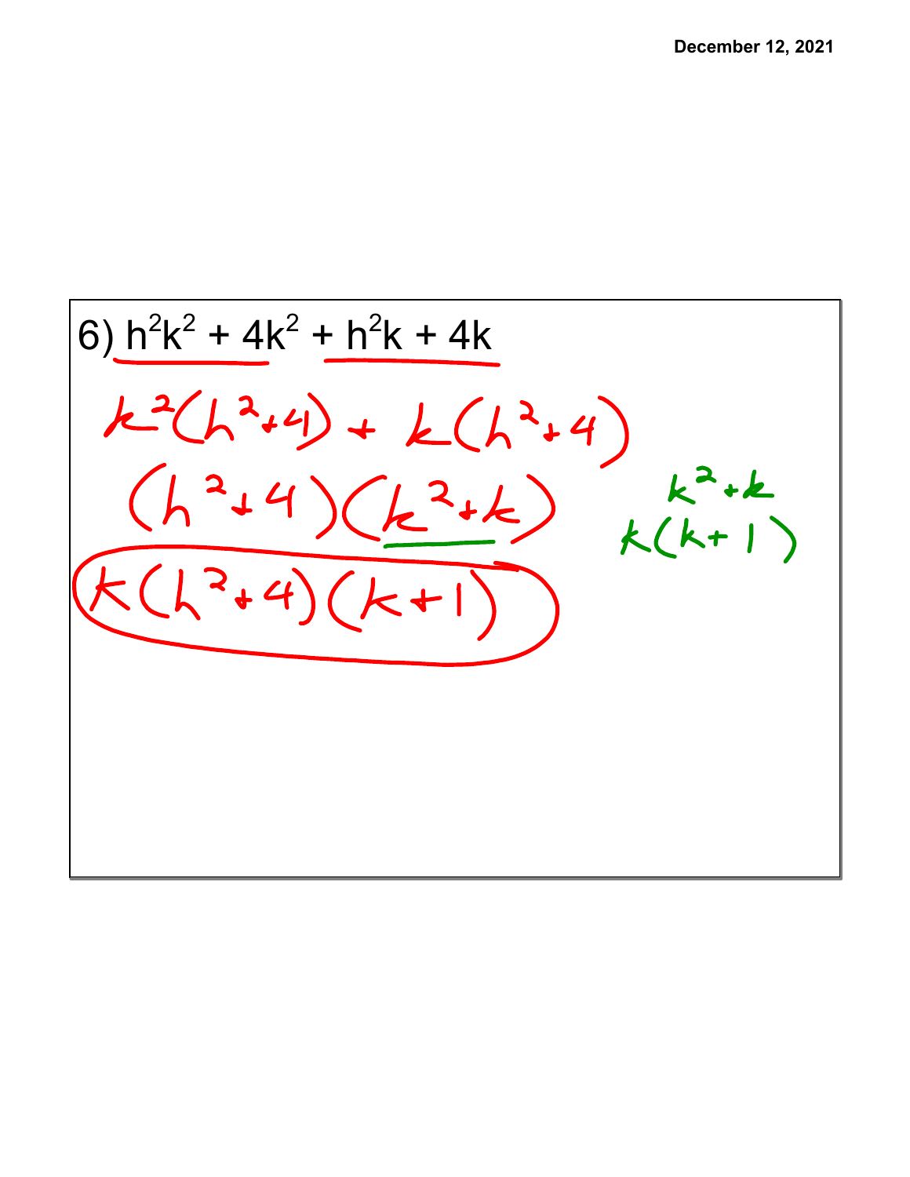December 12, 2021

6) $h^2k^2 + 4k^2 + h^2k + 4k$

$k^2(h^2+4) + k(h^2+4)$

$(h^2+4)(k^2+k)$

$k^2+k$

$k(k+1)$

$k(h^2+4)(k+1)$